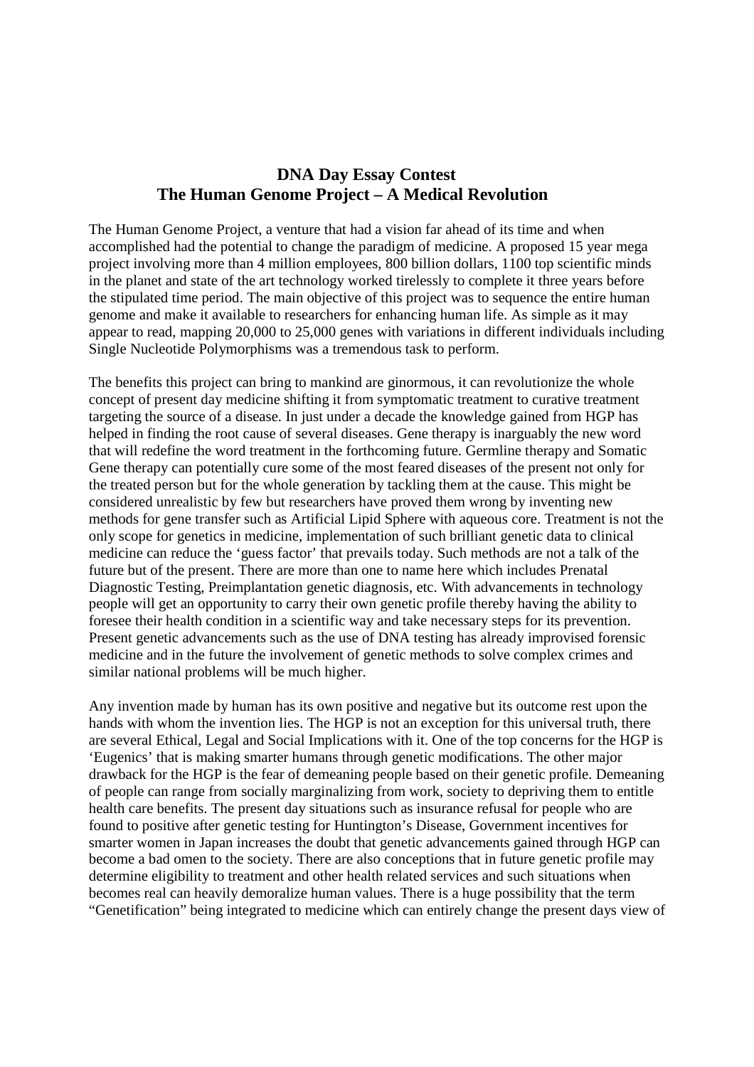# DNA Day Essay Contest
# The Human Genome Project – A Medical Revolution

The Human Genome Project, a venture that had a vision far ahead of its time and when accomplished had the potential to change the paradigm of medicine. A proposed 15 year mega project involving more than 4 million employees, 800 billion dollars, 1100 top scientific minds in the planet and state of the art technology worked tirelessly to complete it three years before the stipulated time period. The main objective of this project was to sequence the entire human genome and make it available to researchers for enhancing human life. As simple as it may appear to read, mapping 20,000 to 25,000 genes with variations in different individuals including Single Nucleotide Polymorphisms was a tremendous task to perform.

The benefits this project can bring to mankind are ginormous, it can revolutionize the whole concept of present day medicine shifting it from symptomatic treatment to curative treatment targeting the source of a disease. In just under a decade the knowledge gained from HGP has helped in finding the root cause of several diseases. Gene therapy is inarguably the new word that will redefine the word treatment in the forthcoming future. Germline therapy and Somatic Gene therapy can potentially cure some of the most feared diseases of the present not only for the treated person but for the whole generation by tackling them at the cause. This might be considered unrealistic by few but researchers have proved them wrong by inventing new methods for gene transfer such as Artificial Lipid Sphere with aqueous core. Treatment is not the only scope for genetics in medicine, implementation of such brilliant genetic data to clinical medicine can reduce the 'guess factor' that prevails today. Such methods are not a talk of the future but of the present. There are more than one to name here which includes Prenatal Diagnostic Testing, Preimplantation genetic diagnosis, etc. With advancements in technology people will get an opportunity to carry their own genetic profile thereby having the ability to foresee their health condition in a scientific way and take necessary steps for its prevention. Present genetic advancements such as the use of DNA testing has already improvised forensic medicine and in the future the involvement of genetic methods to solve complex crimes and similar national problems will be much higher.

Any invention made by human has its own positive and negative but its outcome rest upon the hands with whom the invention lies. The HGP is not an exception for this universal truth, there are several Ethical, Legal and Social Implications with it. One of the top concerns for the HGP is 'Eugenics' that is making smarter humans through genetic modifications. The other major drawback for the HGP is the fear of demeaning people based on their genetic profile. Demeaning of people can range from socially marginalizing from work, society to depriving them to entitle health care benefits. The present day situations such as insurance refusal for people who are found to positive after genetic testing for Huntington's Disease, Government incentives for smarter women in Japan increases the doubt that genetic advancements gained through HGP can become a bad omen to the society. There are also conceptions that in future genetic profile may determine eligibility to treatment and other health related services and such situations when becomes real can heavily demoralize human values. There is a huge possibility that the term "Genetification" being integrated to medicine which can entirely change the present days view of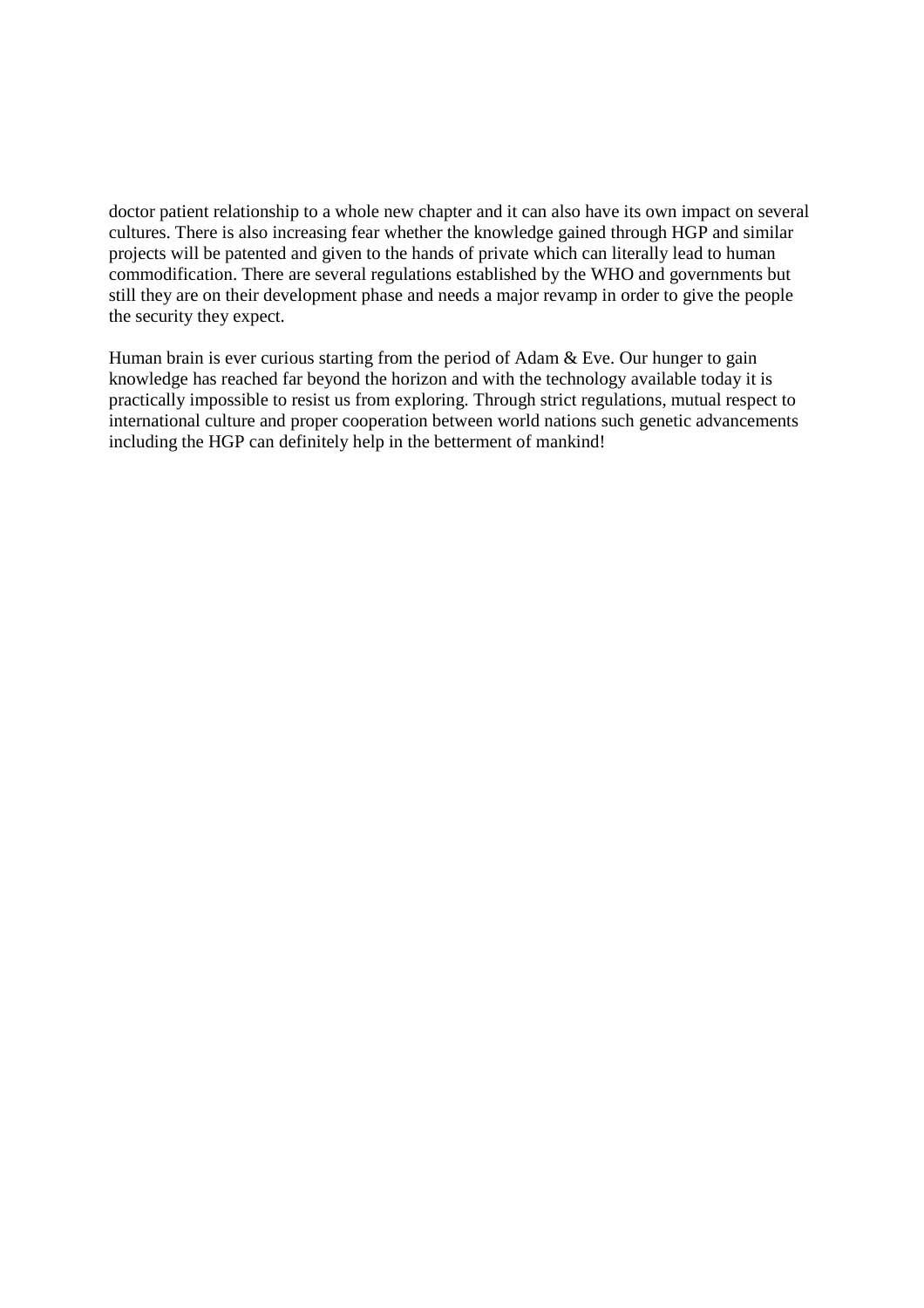doctor patient relationship to a whole new chapter and it can also have its own impact on several cultures. There is also increasing fear whether the knowledge gained through HGP and similar projects will be patented and given to the hands of private which can literally lead to human commodification. There are several regulations established by the WHO and governments but still they are on their development phase and needs a major revamp in order to give the people the security they expect.

Human brain is ever curious starting from the period of Adam & Eve. Our hunger to gain knowledge has reached far beyond the horizon and with the technology available today it is practically impossible to resist us from exploring. Through strict regulations, mutual respect to international culture and proper cooperation between world nations such genetic advancements including the HGP can definitely help in the betterment of mankind!